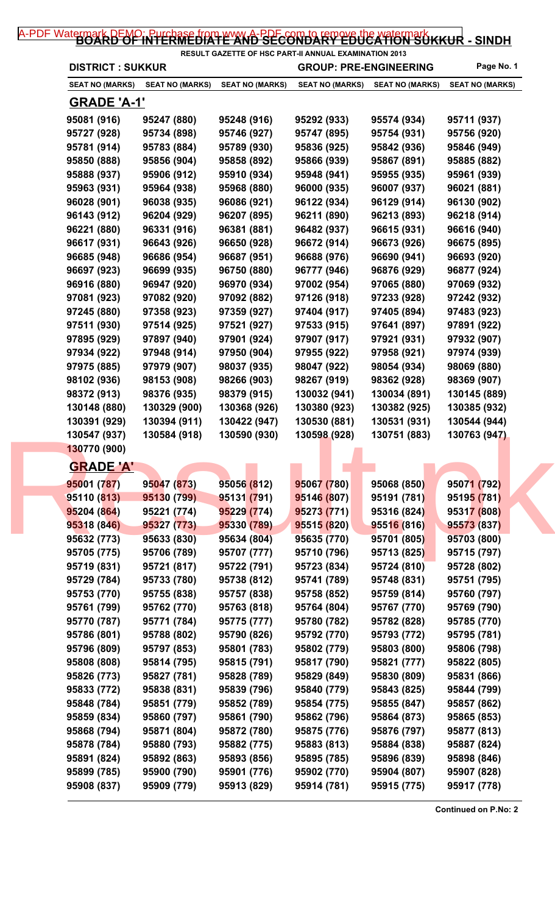# BOARD OF INTERMEDIATE AND SECONDARY EDUCATION SUKKUR - SINDH

**RESULT GAZETTE OF HSC PART-II ANNUAL EXAMINATION 2013**

**DISTRICT : SUKKUR** | **GROUP: PRE-ENGINEERING**

| SEAT NO (MARKS) | SEAT NO (MARKS) | SEAT NO (MARKS) | SEAT NO (MARKS) | SEAT NO (MARKS) | SEAT NO (MARKS) |
|---|---|---|---|---|---|

## GRADE 'A-1'

| | | | | | |
|---|---|---|---|---|---|
| 95081 (916) | 95247 (880) | 95248 (916) | 95292 (933) | 95574 (934) | 95711 (937) |
| 95727 (928) | 95734 (898) | 95746 (927) | 95747 (895) | 95754 (931) | 95756 (920) |
| 95781 (914) | 95783 (884) | 95789 (930) | 95836 (925) | 95842 (936) | 95846 (949) |
| 95850 (888) | 95856 (904) | 95858 (892) | 95866 (939) | 95867 (891) | 95885 (882) |
| 95888 (937) | 95906 (912) | 95910 (934) | 95948 (941) | 95955 (935) | 95961 (939) |
| 95963 (931) | 95964 (938) | 95968 (880) | 96000 (935) | 96007 (937) | 96021 (881) |
| 96028 (901) | 96038 (935) | 96086 (921) | 96122 (934) | 96129 (914) | 96130 (902) |
| 96143 (912) | 96204 (929) | 96207 (895) | 96211 (890) | 96213 (893) | 96218 (914) |
| 96221 (880) | 96331 (916) | 96381 (881) | 96482 (937) | 96615 (931) | 96616 (940) |
| 96617 (931) | 96643 (926) | 96650 (928) | 96672 (914) | 96673 (926) | 96675 (895) |
| 96685 (948) | 96686 (954) | 96687 (951) | 96688 (976) | 96690 (941) | 96693 (920) |
| 96697 (923) | 96699 (935) | 96750 (880) | 96777 (946) | 96876 (929) | 96877 (924) |
| 96916 (880) | 96947 (920) | 96970 (934) | 97002 (954) | 97065 (880) | 97069 (932) |
| 97081 (923) | 97082 (920) | 97092 (882) | 97126 (918) | 97233 (928) | 97242 (932) |
| 97245 (880) | 97358 (923) | 97359 (927) | 97404 (917) | 97405 (894) | 97483 (923) |
| 97511 (930) | 97514 (925) | 97521 (927) | 97533 (915) | 97641 (897) | 97891 (922) |
| 97895 (929) | 97897 (940) | 97901 (924) | 97907 (917) | 97921 (931) | 97932 (907) |
| 97934 (922) | 97948 (914) | 97950 (904) | 97955 (922) | 97958 (921) | 97974 (939) |
| 97975 (885) | 97979 (907) | 98037 (935) | 98047 (922) | 98054 (934) | 98069 (880) |
| 98102 (936) | 98153 (908) | 98266 (903) | 98267 (919) | 98362 (928) | 98369 (907) |
| 98372 (913) | 98376 (935) | 98379 (915) | 130032 (941) | 130034 (891) | 130145 (889) |
| 130148 (880) | 130329 (900) | 130368 (926) | 130380 (923) | 130382 (925) | 130385 (932) |
| 130391 (929) | 130394 (911) | 130422 (947) | 130530 (881) | 130531 (931) | 130544 (944) |
| 130547 (937) | 130584 (918) | 130590 (930) | 130598 (928) | 130751 (883) | 130763 (947) |
| 130770 (900) | | | | | |

## GRADE 'A'

| | | | | | |
|---|---|---|---|---|---|
| 95001 (787) | 95047 (873) | 95056 (812) | 95067 (780) | 95068 (850) | 95071 (792) |
| 95110 (813) | 95130 (799) | 95131 (791) | 95146 (807) | 95191 (781) | 95195 (781) |
| 95204 (864) | 95221 (774) | 95229 (774) | 95273 (771) | 95316 (824) | 95317 (808) |
| 95318 (846) | 95327 (773) | 95330 (789) | 95515 (820) | 95516 (816) | 95573 (837) |
| 95632 (773) | 95633 (830) | 95634 (804) | 95635 (770) | 95701 (805) | 95703 (800) |
| 95705 (775) | 95706 (789) | 95707 (777) | 95710 (796) | 95713 (825) | 95715 (797) |
| 95719 (831) | 95721 (817) | 95722 (791) | 95723 (834) | 95724 (810) | 95728 (802) |
| 95729 (784) | 95733 (780) | 95738 (812) | 95741 (789) | 95748 (831) | 95751 (795) |
| 95753 (770) | 95755 (838) | 95757 (838) | 95758 (852) | 95759 (814) | 95760 (797) |
| 95761 (799) | 95762 (770) | 95763 (818) | 95764 (804) | 95767 (770) | 95769 (790) |
| 95770 (787) | 95771 (784) | 95775 (777) | 95780 (782) | 95782 (828) | 95785 (770) |
| 95786 (801) | 95788 (802) | 95790 (826) | 95792 (770) | 95793 (772) | 95795 (781) |
| 95796 (809) | 95797 (853) | 95801 (783) | 95802 (779) | 95803 (800) | 95806 (798) |
| 95808 (808) | 95814 (795) | 95815 (791) | 95817 (790) | 95821 (777) | 95822 (805) |
| 95826 (773) | 95827 (781) | 95828 (789) | 95829 (849) | 95830 (809) | 95831 (866) |
| 95833 (772) | 95838 (831) | 95839 (796) | 95840 (779) | 95843 (825) | 95844 (799) |
| 95848 (784) | 95851 (779) | 95852 (789) | 95854 (775) | 95855 (847) | 95857 (862) |
| 95859 (834) | 95860 (797) | 95861 (790) | 95862 (796) | 95864 (873) | 95865 (853) |
| 95868 (794) | 95871 (804) | 95872 (780) | 95875 (776) | 95876 (797) | 95877 (813) |
| 95878 (784) | 95880 (793) | 95882 (775) | 95883 (813) | 95884 (838) | 95887 (824) |
| 95891 (824) | 95892 (863) | 95893 (856) | 95895 (785) | 95896 (839) | 95898 (846) |
| 95899 (785) | 95900 (790) | 95901 (776) | 95902 (770) | 95904 (807) | 95907 (828) |
| 95908 (837) | 95909 (779) | 95913 (829) | 95914 (781) | 95915 (775) | 95917 (778) |

**Continued on P.No: 2**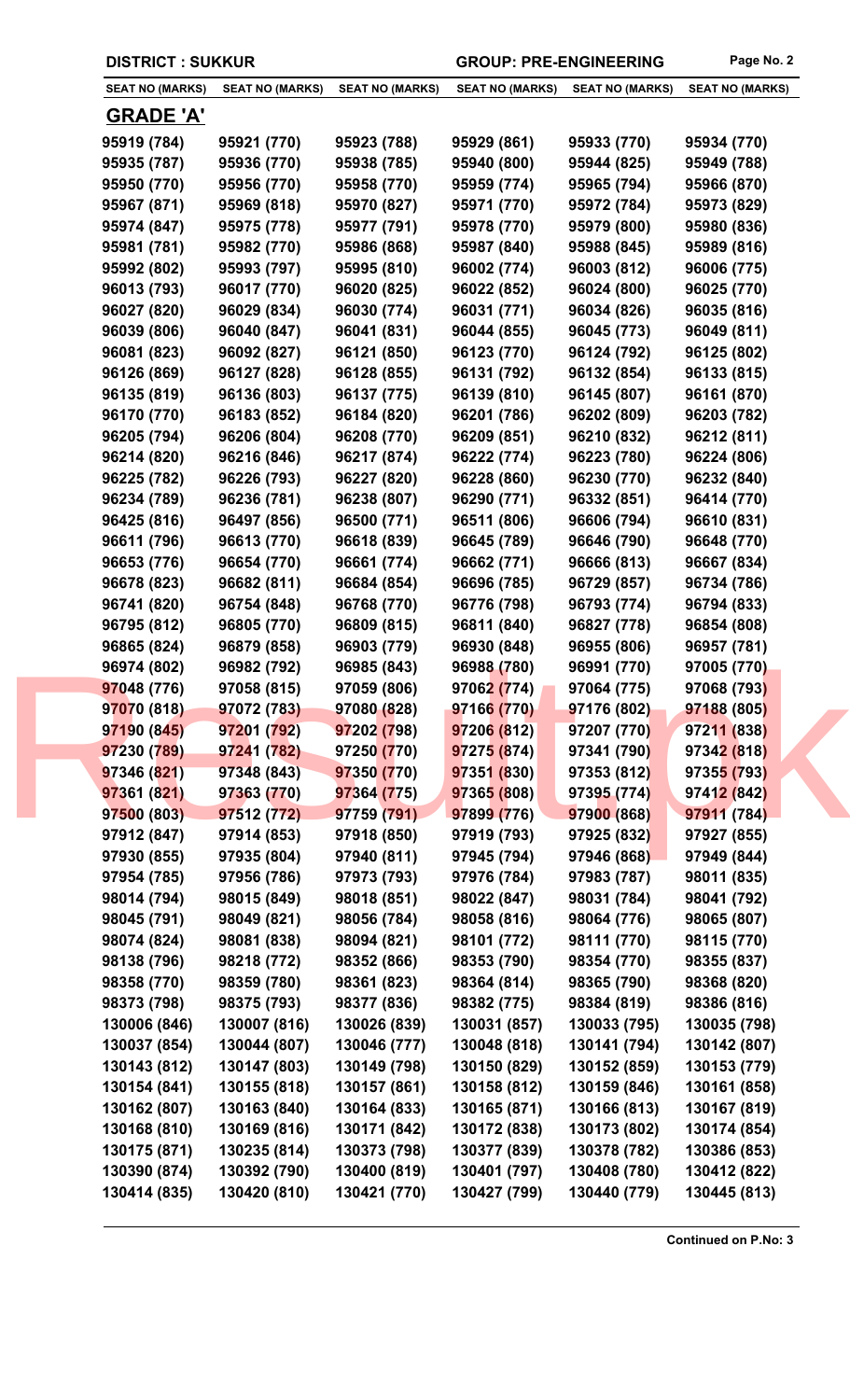DISTRICT : SUKKUR | GROUP: PRE-ENGINEERING

| SEAT NO (MARKS) | SEAT NO (MARKS) | SEAT NO (MARKS) | SEAT NO (MARKS) | SEAT NO (MARKS) | SEAT NO (MARKS) |
|---|---|---|---|---|---|

## GRADE 'A'

| | | | | | |
|---|---|---|---|---|---|
| 95919 (784) | 95921 (770) | 95923 (788) | 95929 (861) | 95933 (770) | 95934 (770) |
| 95935 (787) | 95936 (770) | 95938 (785) | 95940 (800) | 95944 (825) | 95949 (788) |
| 95950 (770) | 95956 (770) | 95958 (770) | 95959 (774) | 95965 (794) | 95966 (870) |
| 95967 (871) | 95969 (818) | 95970 (827) | 95971 (770) | 95972 (784) | 95973 (829) |
| 95974 (847) | 95975 (778) | 95977 (791) | 95978 (770) | 95979 (800) | 95980 (836) |
| 95981 (781) | 95982 (770) | 95986 (868) | 95987 (840) | 95988 (845) | 95989 (816) |
| 95992 (802) | 95993 (797) | 95995 (810) | 96002 (774) | 96003 (812) | 96006 (775) |
| 96013 (793) | 96017 (770) | 96020 (825) | 96022 (852) | 96024 (800) | 96025 (770) |
| 96027 (820) | 96029 (834) | 96030 (774) | 96031 (771) | 96034 (826) | 96035 (816) |
| 96039 (806) | 96040 (847) | 96041 (831) | 96044 (855) | 96045 (773) | 96049 (811) |
| 96081 (823) | 96092 (827) | 96121 (850) | 96123 (770) | 96124 (792) | 96125 (802) |
| 96126 (869) | 96127 (828) | 96128 (855) | 96131 (792) | 96132 (854) | 96133 (815) |
| 96135 (819) | 96136 (803) | 96137 (775) | 96139 (810) | 96145 (807) | 96161 (870) |
| 96170 (770) | 96183 (852) | 96184 (820) | 96201 (786) | 96202 (809) | 96203 (782) |
| 96205 (794) | 96206 (804) | 96208 (770) | 96209 (851) | 96210 (832) | 96212 (811) |
| 96214 (820) | 96216 (846) | 96217 (874) | 96222 (774) | 96223 (780) | 96224 (806) |
| 96225 (782) | 96226 (793) | 96227 (820) | 96228 (860) | 96230 (770) | 96232 (840) |
| 96234 (789) | 96236 (781) | 96238 (807) | 96290 (771) | 96332 (851) | 96414 (770) |
| 96425 (816) | 96497 (856) | 96500 (771) | 96511 (806) | 96606 (794) | 96610 (831) |
| 96611 (796) | 96613 (770) | 96618 (839) | 96645 (789) | 96646 (790) | 96648 (770) |
| 96653 (776) | 96654 (770) | 96661 (774) | 96662 (771) | 96666 (813) | 96667 (834) |
| 96678 (823) | 96682 (811) | 96684 (854) | 96696 (785) | 96729 (857) | 96734 (786) |
| 96741 (820) | 96754 (848) | 96768 (770) | 96776 (798) | 96793 (774) | 96794 (833) |
| 96795 (812) | 96805 (770) | 96809 (815) | 96811 (840) | 96827 (778) | 96854 (808) |
| 96865 (824) | 96879 (858) | 96903 (779) | 96930 (848) | 96955 (806) | 96957 (781) |
| 96974 (802) | 96982 (792) | 96985 (843) | 96988 (780) | 96991 (770) | 97005 (770) |
| 97048 (776) | 97058 (815) | 97059 (806) | 97062 (774) | 97064 (775) | 97068 (793) |
| 97070 (818) | 97072 (783) | 97080 (828) | 97166 (770) | 97176 (802) | 97188 (805) |
| 97190 (845) | 97201 (792) | 97202 (798) | 97206 (812) | 97207 (770) | 97211 (838) |
| 97230 (789) | 97241 (782) | 97250 (770) | 97275 (874) | 97341 (790) | 97342 (818) |
| 97346 (821) | 97348 (843) | 97350 (770) | 97351 (830) | 97353 (812) | 97355 (793) |
| 97361 (821) | 97363 (770) | 97364 (775) | 97365 (808) | 97395 (774) | 97412 (842) |
| 97500 (803) | 97512 (772) | 97759 (791) | 97899 (776) | 97900 (868) | 97911 (784) |
| 97912 (847) | 97914 (853) | 97918 (850) | 97919 (793) | 97925 (832) | 97927 (855) |
| 97930 (855) | 97935 (804) | 97940 (811) | 97945 (794) | 97946 (868) | 97949 (844) |
| 97954 (785) | 97956 (786) | 97973 (793) | 97976 (784) | 97983 (787) | 98011 (835) |
| 98014 (794) | 98015 (849) | 98018 (851) | 98022 (847) | 98031 (784) | 98041 (792) |
| 98045 (791) | 98049 (821) | 98056 (784) | 98058 (816) | 98064 (776) | 98065 (807) |
| 98074 (824) | 98081 (838) | 98094 (821) | 98101 (772) | 98111 (770) | 98115 (770) |
| 98138 (796) | 98218 (772) | 98352 (866) | 98353 (790) | 98354 (770) | 98355 (837) |
| 98358 (770) | 98359 (780) | 98361 (823) | 98364 (814) | 98365 (790) | 98368 (820) |
| 98373 (798) | 98375 (793) | 98377 (836) | 98382 (775) | 98384 (819) | 98386 (816) |
| 130006 (846) | 130007 (816) | 130026 (839) | 130031 (857) | 130033 (795) | 130035 (798) |
| 130037 (854) | 130044 (807) | 130046 (777) | 130048 (818) | 130141 (794) | 130142 (807) |
| 130143 (812) | 130147 (803) | 130149 (798) | 130150 (829) | 130152 (859) | 130153 (779) |
| 130154 (841) | 130155 (818) | 130157 (861) | 130158 (812) | 130159 (846) | 130161 (858) |
| 130162 (807) | 130163 (840) | 130164 (833) | 130165 (871) | 130166 (813) | 130167 (819) |
| 130168 (810) | 130169 (816) | 130171 (842) | 130172 (838) | 130173 (802) | 130174 (854) |
| 130175 (871) | 130235 (814) | 130373 (798) | 130377 (839) | 130378 (782) | 130386 (853) |
| 130390 (874) | 130392 (790) | 130400 (819) | 130401 (797) | 130408 (780) | 130412 (822) |
| 130414 (835) | 130420 (810) | 130421 (770) | 130427 (799) | 130440 (779) | 130445 (813) |

**Continued on P.No: 3**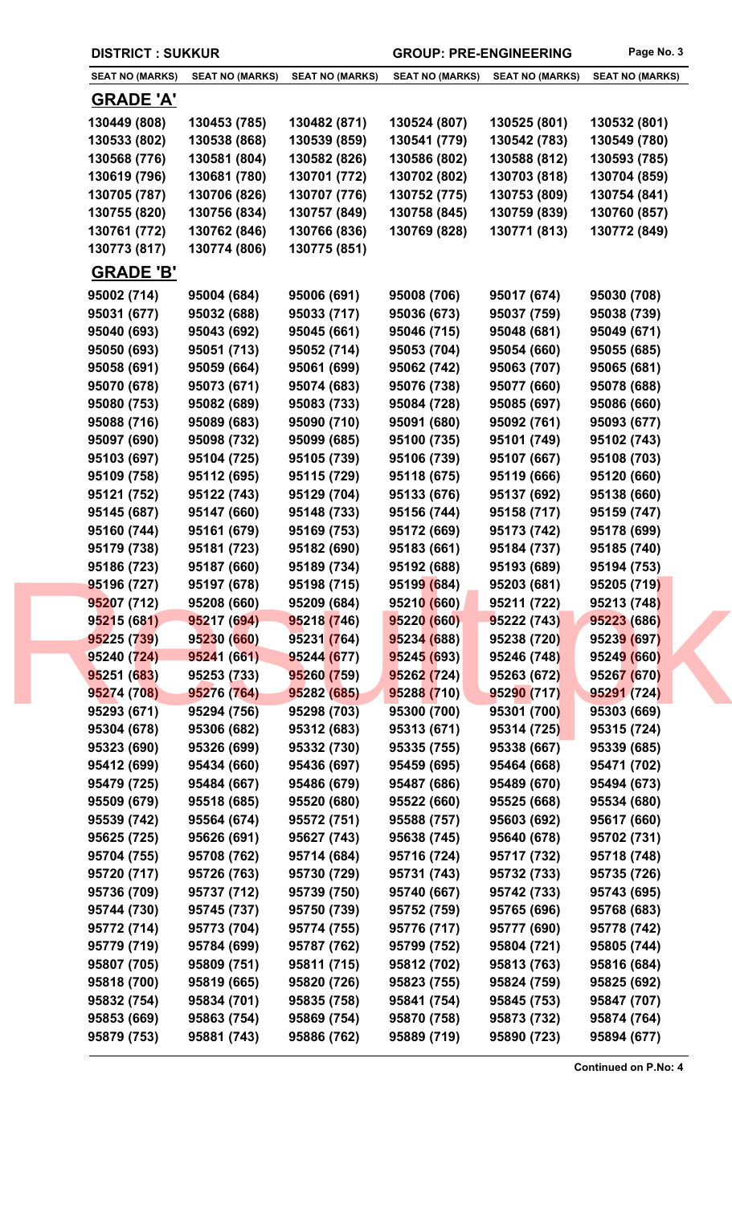DISTRICT : SUKKUR | GROUP: PRE-ENGINEERING

| SEAT NO (MARKS) | SEAT NO (MARKS) | SEAT NO (MARKS) | SEAT NO (MARKS) | SEAT NO (MARKS) | SEAT NO (MARKS) |
|---|---|---|---|---|---|

## GRADE 'A'

| | | | | | |
|---|---|---|---|---|---|
| 130449 (808) | 130453 (785) | 130482 (871) | 130524 (807) | 130525 (801) | 130532 (801) |
| 130533 (802) | 130538 (868) | 130539 (859) | 130541 (779) | 130542 (783) | 130549 (780) |
| 130568 (776) | 130581 (804) | 130582 (826) | 130586 (802) | 130588 (812) | 130593 (785) |
| 130619 (796) | 130681 (780) | 130701 (772) | 130702 (802) | 130703 (818) | 130704 (859) |
| 130705 (787) | 130706 (826) | 130707 (776) | 130752 (775) | 130753 (809) | 130754 (841) |
| 130755 (820) | 130756 (834) | 130757 (849) | 130758 (845) | 130759 (839) | 130760 (857) |
| 130761 (772) | 130762 (846) | 130766 (836) | 130769 (828) | 130771 (813) | 130772 (849) |
| 130773 (817) | 130774 (806) | 130775 (851) | | | |

## GRADE 'B'

| | | | | | |
|---|---|---|---|---|---|
| 95002 (714) | 95004 (684) | 95006 (691) | 95008 (706) | 95017 (674) | 95030 (708) |
| 95031 (677) | 95032 (688) | 95033 (717) | 95036 (673) | 95037 (759) | 95038 (739) |
| 95040 (693) | 95043 (692) | 95045 (661) | 95046 (715) | 95048 (681) | 95049 (671) |
| 95050 (693) | 95051 (713) | 95052 (714) | 95053 (704) | 95054 (660) | 95055 (685) |
| 95058 (691) | 95059 (664) | 95061 (699) | 95062 (742) | 95063 (707) | 95065 (681) |
| 95070 (678) | 95073 (671) | 95074 (683) | 95076 (738) | 95077 (660) | 95078 (688) |
| 95080 (753) | 95082 (689) | 95083 (733) | 95084 (728) | 95085 (697) | 95086 (660) |
| 95088 (716) | 95089 (683) | 95090 (710) | 95091 (680) | 95092 (761) | 95093 (677) |
| 95097 (690) | 95098 (732) | 95099 (685) | 95100 (735) | 95101 (749) | 95102 (743) |
| 95103 (697) | 95104 (725) | 95105 (739) | 95106 (739) | 95107 (667) | 95108 (703) |
| 95109 (758) | 95112 (695) | 95115 (729) | 95118 (675) | 95119 (666) | 95120 (660) |
| 95121 (752) | 95122 (743) | 95129 (704) | 95133 (676) | 95137 (692) | 95138 (660) |
| 95145 (687) | 95147 (660) | 95148 (733) | 95156 (744) | 95158 (717) | 95159 (747) |
| 95160 (744) | 95161 (679) | 95169 (753) | 95172 (669) | 95173 (742) | 95178 (699) |
| 95179 (738) | 95181 (723) | 95182 (690) | 95183 (661) | 95184 (737) | 95185 (740) |
| 95186 (723) | 95187 (660) | 95189 (734) | 95192 (688) | 95193 (689) | 95194 (753) |
| 95196 (727) | 95197 (678) | 95198 (715) | 95199 (684) | 95203 (681) | 95205 (719) |
| 95207 (712) | 95208 (660) | 95209 (684) | 95210 (660) | 95211 (722) | 95213 (748) |
| 95215 (681) | 95217 (694) | 95218 (746) | 95220 (660) | 95222 (743) | 95223 (686) |
| 95225 (739) | 95230 (660) | 95231 (764) | 95234 (688) | 95238 (720) | 95239 (697) |
| 95240 (724) | 95241 (661) | 95244 (677) | 95245 (693) | 95246 (748) | 95249 (660) |
| 95251 (683) | 95253 (733) | 95260 (759) | 95262 (724) | 95263 (672) | 95267 (670) |
| 95274 (708) | 95276 (764) | 95282 (685) | 95288 (710) | 95290 (717) | 95291 (724) |
| 95293 (671) | 95294 (756) | 95298 (703) | 95300 (700) | 95301 (700) | 95303 (669) |
| 95304 (678) | 95306 (682) | 95312 (683) | 95313 (671) | 95314 (725) | 95315 (724) |
| 95323 (690) | 95326 (699) | 95332 (730) | 95335 (755) | 95338 (667) | 95339 (685) |
| 95412 (699) | 95434 (660) | 95436 (697) | 95459 (695) | 95464 (668) | 95471 (702) |
| 95479 (725) | 95484 (667) | 95486 (679) | 95487 (686) | 95489 (670) | 95494 (673) |
| 95509 (679) | 95518 (685) | 95520 (680) | 95522 (660) | 95525 (668) | 95534 (680) |
| 95539 (742) | 95564 (674) | 95572 (751) | 95588 (757) | 95603 (692) | 95617 (660) |
| 95625 (725) | 95626 (691) | 95627 (743) | 95638 (745) | 95640 (678) | 95702 (731) |
| 95704 (755) | 95708 (762) | 95714 (684) | 95716 (724) | 95717 (732) | 95718 (748) |
| 95720 (717) | 95726 (763) | 95730 (729) | 95731 (743) | 95732 (733) | 95735 (726) |
| 95736 (709) | 95737 (712) | 95739 (750) | 95740 (667) | 95742 (733) | 95743 (695) |
| 95744 (730) | 95745 (737) | 95750 (739) | 95752 (759) | 95765 (696) | 95768 (683) |
| 95772 (714) | 95773 (704) | 95774 (755) | 95776 (717) | 95777 (690) | 95778 (742) |
| 95779 (719) | 95784 (699) | 95787 (762) | 95799 (752) | 95804 (721) | 95805 (744) |
| 95807 (705) | 95809 (751) | 95811 (715) | 95812 (702) | 95813 (763) | 95816 (684) |
| 95818 (700) | 95819 (665) | 95820 (726) | 95823 (755) | 95824 (759) | 95825 (692) |
| 95832 (754) | 95834 (701) | 95835 (758) | 95841 (754) | 95845 (753) | 95847 (707) |
| 95853 (669) | 95863 (754) | 95869 (754) | 95870 (758) | 95873 (732) | 95874 (764) |
| 95879 (753) | 95881 (743) | 95886 (762) | 95889 (719) | 95890 (723) | 95894 (677) |

Continued on P.No: 4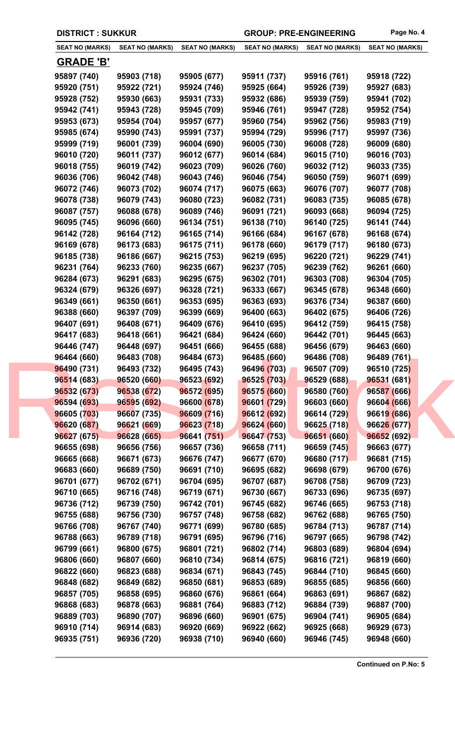DISTRICT : SUKKUR | GROUP: PRE-ENGINEERING

| SEAT NO (MARKS) | SEAT NO (MARKS) | SEAT NO (MARKS) | SEAT NO (MARKS) | SEAT NO (MARKS) | SEAT NO (MARKS) |
|---|---|---|---|---|---|

## GRADE 'B'

| | | | | | |
|---|---|---|---|---|---|
| 95897 (740) | 95903 (718) | 95905 (677) | 95911 (737) | 95916 (761) | 95918 (722) |
| 95920 (751) | 95922 (721) | 95924 (746) | 95925 (664) | 95926 (739) | 95927 (683) |
| 95928 (752) | 95930 (663) | 95931 (733) | 95932 (686) | 95939 (759) | 95941 (702) |
| 95942 (741) | 95943 (728) | 95945 (709) | 95946 (761) | 95947 (728) | 95952 (754) |
| 95953 (673) | 95954 (704) | 95957 (677) | 95960 (754) | 95962 (756) | 95983 (719) |
| 95985 (674) | 95990 (743) | 95991 (737) | 95994 (729) | 95996 (717) | 95997 (736) |
| 95999 (719) | 96001 (739) | 96004 (690) | 96005 (730) | 96008 (728) | 96009 (680) |
| 96010 (720) | 96011 (737) | 96012 (677) | 96014 (684) | 96015 (710) | 96016 (703) |
| 96018 (755) | 96019 (742) | 96023 (709) | 96026 (760) | 96032 (712) | 96033 (735) |
| 96036 (706) | 96042 (748) | 96043 (746) | 96046 (754) | 96050 (759) | 96071 (699) |
| 96072 (746) | 96073 (702) | 96074 (717) | 96075 (663) | 96076 (707) | 96077 (708) |
| 96078 (738) | 96079 (743) | 96080 (723) | 96082 (731) | 96083 (735) | 96085 (678) |
| 96087 (757) | 96088 (678) | 96089 (746) | 96091 (721) | 96093 (668) | 96094 (725) |
| 96095 (745) | 96096 (660) | 96134 (751) | 96138 (710) | 96140 (725) | 96141 (744) |
| 96142 (728) | 96164 (712) | 96165 (714) | 96166 (684) | 96167 (678) | 96168 (674) |
| 96169 (678) | 96173 (683) | 96175 (711) | 96178 (660) | 96179 (717) | 96180 (673) |
| 96185 (738) | 96186 (667) | 96215 (753) | 96219 (695) | 96220 (721) | 96229 (741) |
| 96231 (764) | 96233 (760) | 96235 (667) | 96237 (705) | 96239 (762) | 96261 (660) |
| 96284 (673) | 96291 (683) | 96295 (675) | 96302 (701) | 96303 (708) | 96304 (705) |
| 96324 (679) | 96326 (697) | 96328 (721) | 96333 (667) | 96345 (678) | 96348 (660) |
| 96349 (661) | 96350 (661) | 96353 (695) | 96363 (693) | 96376 (734) | 96387 (660) |
| 96388 (660) | 96397 (709) | 96399 (669) | 96400 (663) | 96402 (675) | 96406 (726) |
| 96407 (691) | 96408 (671) | 96409 (676) | 96410 (695) | 96412 (759) | 96415 (758) |
| 96417 (683) | 96418 (661) | 96421 (684) | 96424 (660) | 96442 (701) | 96445 (663) |
| 96446 (747) | 96448 (697) | 96451 (666) | 96455 (688) | 96456 (679) | 96463 (660) |
| 96464 (660) | 96483 (708) | 96484 (673) | 96485 (660) | 96486 (708) | 96489 (761) |
| 96490 (731) | 96493 (732) | 96495 (743) | 96496 (703) | 96507 (709) | 96510 (725) |
| 96514 (683) | 96520 (660) | 96523 (692) | 96525 (703) | 96529 (688) | 96531 (681) |
| 96532 (673) | 96538 (672) | 96572 (695) | 96575 (660) | 96580 (760) | 96587 (666) |
| 96594 (693) | 96595 (692) | 96600 (678) | 96601 (729) | 96603 (660) | 96604 (666) |
| 96605 (703) | 96607 (735) | 96609 (716) | 96612 (692) | 96614 (729) | 96619 (686) |
| 96620 (687) | 96621 (669) | 96623 (718) | 96624 (660) | 96625 (718) | 96626 (677) |
| 96627 (675) | 96628 (665) | 96641 (751) | 96647 (753) | 96651 (660) | 96652 (692) |
| 96655 (698) | 96656 (756) | 96657 (736) | 96658 (711) | 96659 (745) | 96663 (677) |
| 96665 (668) | 96671 (673) | 96676 (747) | 96677 (670) | 96680 (717) | 96681 (715) |
| 96683 (660) | 96689 (750) | 96691 (710) | 96695 (682) | 96698 (679) | 96700 (676) |
| 96701 (677) | 96702 (671) | 96704 (695) | 96707 (687) | 96708 (758) | 96709 (723) |
| 96710 (665) | 96716 (748) | 96719 (671) | 96730 (667) | 96733 (696) | 96735 (697) |
| 96736 (712) | 96739 (750) | 96742 (701) | 96745 (682) | 96746 (665) | 96753 (718) |
| 96755 (688) | 96756 (730) | 96757 (748) | 96758 (682) | 96762 (688) | 96765 (750) |
| 96766 (708) | 96767 (740) | 96771 (699) | 96780 (685) | 96784 (713) | 96787 (714) |
| 96788 (663) | 96789 (718) | 96791 (695) | 96796 (716) | 96797 (665) | 96798 (742) |
| 96799 (661) | 96800 (675) | 96801 (721) | 96802 (714) | 96803 (689) | 96804 (694) |
| 96806 (660) | 96807 (660) | 96810 (734) | 96814 (675) | 96816 (721) | 96819 (660) |
| 96822 (660) | 96823 (688) | 96834 (671) | 96843 (745) | 96844 (710) | 96845 (660) |
| 96848 (682) | 96849 (682) | 96850 (681) | 96853 (689) | 96855 (685) | 96856 (660) |
| 96857 (705) | 96858 (695) | 96860 (676) | 96861 (664) | 96863 (691) | 96867 (682) |
| 96868 (683) | 96878 (663) | 96881 (764) | 96883 (712) | 96884 (739) | 96887 (700) |
| 96889 (703) | 96890 (707) | 96896 (660) | 96901 (675) | 96904 (741) | 96905 (684) |
| 96910 (714) | 96914 (683) | 96920 (669) | 96922 (662) | 96925 (668) | 96929 (673) |
| 96935 (751) | 96936 (720) | 96938 (710) | 96940 (660) | 96946 (745) | 96948 (660) |

**Continued on P.No: 5**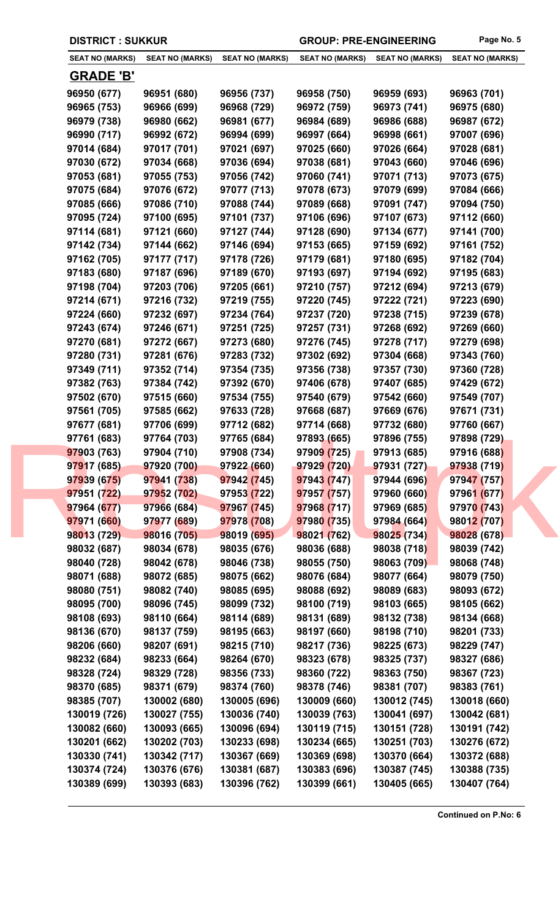DISTRICT : SUKKUR GROUP: PRE-ENGINEERING

| SEAT NO (MARKS) | SEAT NO (MARKS) | SEAT NO (MARKS) | SEAT NO (MARKS) | SEAT NO (MARKS) | SEAT NO (MARKS) |
|---|---|---|---|---|---|

## GRADE 'B'

| | | | | | |
|---|---|---|---|---|---|
| 96950 (677) | 96951 (680) | 96956 (737) | 96958 (750) | 96959 (693) | 96963 (701) |
| 96965 (753) | 96966 (699) | 96968 (729) | 96972 (759) | 96973 (741) | 96975 (680) |
| 96979 (738) | 96980 (662) | 96981 (677) | 96984 (689) | 96986 (688) | 96987 (672) |
| 96990 (717) | 96992 (672) | 96994 (699) | 96997 (664) | 96998 (661) | 97007 (696) |
| 97014 (684) | 97017 (701) | 97021 (697) | 97025 (660) | 97026 (664) | 97028 (681) |
| 97030 (672) | 97034 (668) | 97036 (694) | 97038 (681) | 97043 (660) | 97046 (696) |
| 97053 (681) | 97055 (753) | 97056 (742) | 97060 (741) | 97071 (713) | 97073 (675) |
| 97075 (684) | 97076 (672) | 97077 (713) | 97078 (673) | 97079 (699) | 97084 (666) |
| 97085 (666) | 97086 (710) | 97088 (744) | 97089 (668) | 97091 (747) | 97094 (750) |
| 97095 (724) | 97100 (695) | 97101 (737) | 97106 (696) | 97107 (673) | 97112 (660) |
| 97114 (681) | 97121 (660) | 97127 (744) | 97128 (690) | 97134 (677) | 97141 (700) |
| 97142 (734) | 97144 (662) | 97146 (694) | 97153 (665) | 97159 (692) | 97161 (752) |
| 97162 (705) | 97177 (717) | 97178 (726) | 97179 (681) | 97180 (695) | 97182 (704) |
| 97183 (680) | 97187 (696) | 97189 (670) | 97193 (697) | 97194 (692) | 97195 (683) |
| 97198 (704) | 97203 (706) | 97205 (661) | 97210 (757) | 97212 (694) | 97213 (679) |
| 97214 (671) | 97216 (732) | 97219 (755) | 97220 (745) | 97222 (721) | 97223 (690) |
| 97224 (660) | 97232 (697) | 97234 (764) | 97237 (720) | 97238 (715) | 97239 (678) |
| 97243 (674) | 97246 (671) | 97251 (725) | 97257 (731) | 97268 (692) | 97269 (660) |
| 97270 (681) | 97272 (667) | 97273 (680) | 97276 (745) | 97278 (717) | 97279 (698) |
| 97280 (731) | 97281 (676) | 97283 (732) | 97302 (692) | 97304 (668) | 97343 (760) |
| 97349 (711) | 97352 (714) | 97354 (735) | 97356 (738) | 97357 (730) | 97360 (728) |
| 97382 (763) | 97384 (742) | 97392 (670) | 97406 (678) | 97407 (685) | 97429 (672) |
| 97502 (670) | 97515 (660) | 97534 (755) | 97540 (679) | 97542 (660) | 97549 (707) |
| 97561 (705) | 97585 (662) | 97633 (728) | 97668 (687) | 97669 (676) | 97671 (731) |
| 97677 (681) | 97706 (699) | 97712 (682) | 97714 (668) | 97732 (680) | 97760 (667) |
| 97761 (683) | 97764 (703) | 97765 (684) | 97893 (665) | 97896 (755) | 97898 (729) |
| 97903 (763) | 97904 (710) | 97908 (734) | 97909 (725) | 97913 (685) | 97916 (688) |
| 97917 (685) | 97920 (700) | 97922 (660) | 97929 (720) | 97931 (727) | 97938 (719) |
| 97939 (675) | 97941 (738) | 97942 (745) | 97943 (747) | 97944 (696) | 97947 (757) |
| 97951 (722) | 97952 (702) | 97953 (722) | 97957 (757) | 97960 (660) | 97961 (677) |
| 97964 (677) | 97966 (684) | 97967 (745) | 97968 (717) | 97969 (685) | 97970 (743) |
| 97971 (660) | 97977 (689) | 97978 (708) | 97980 (735) | 97984 (664) | 98012 (707) |
| 98013 (729) | 98016 (705) | 98019 (695) | 98021 (762) | 98025 (734) | 98028 (678) |
| 98032 (687) | 98034 (678) | 98035 (676) | 98036 (688) | 98038 (718) | 98039 (742) |
| 98040 (728) | 98042 (678) | 98046 (738) | 98055 (750) | 98063 (709) | 98068 (748) |
| 98071 (688) | 98072 (685) | 98075 (662) | 98076 (684) | 98077 (664) | 98079 (750) |
| 98080 (751) | 98082 (740) | 98085 (695) | 98088 (692) | 98089 (683) | 98093 (672) |
| 98095 (700) | 98096 (745) | 98099 (732) | 98100 (719) | 98103 (665) | 98105 (662) |
| 98108 (693) | 98110 (664) | 98114 (689) | 98131 (689) | 98132 (738) | 98134 (668) |
| 98136 (670) | 98137 (759) | 98195 (663) | 98197 (660) | 98198 (710) | 98201 (733) |
| 98206 (660) | 98207 (691) | 98215 (710) | 98217 (736) | 98225 (673) | 98229 (747) |
| 98232 (684) | 98233 (664) | 98264 (670) | 98323 (678) | 98325 (737) | 98327 (686) |
| 98328 (724) | 98329 (728) | 98356 (733) | 98360 (722) | 98363 (750) | 98367 (723) |
| 98370 (685) | 98371 (679) | 98374 (760) | 98378 (746) | 98381 (707) | 98383 (761) |
| 98385 (707) | 130002 (680) | 130005 (696) | 130009 (660) | 130012 (745) | 130018 (660) |
| 130019 (726) | 130027 (755) | 130036 (740) | 130039 (763) | 130041 (697) | 130042 (681) |
| 130082 (660) | 130093 (665) | 130096 (694) | 130119 (715) | 130151 (728) | 130191 (742) |
| 130201 (662) | 130202 (703) | 130233 (698) | 130234 (665) | 130251 (703) | 130276 (672) |
| 130330 (741) | 130342 (717) | 130367 (669) | 130369 (698) | 130370 (664) | 130372 (688) |
| 130374 (724) | 130376 (676) | 130381 (687) | 130383 (696) | 130387 (745) | 130388 (735) |
| 130389 (699) | 130393 (683) | 130396 (762) | 130399 (661) | 130405 (665) | 130407 (764) |

Continued on P.No: 6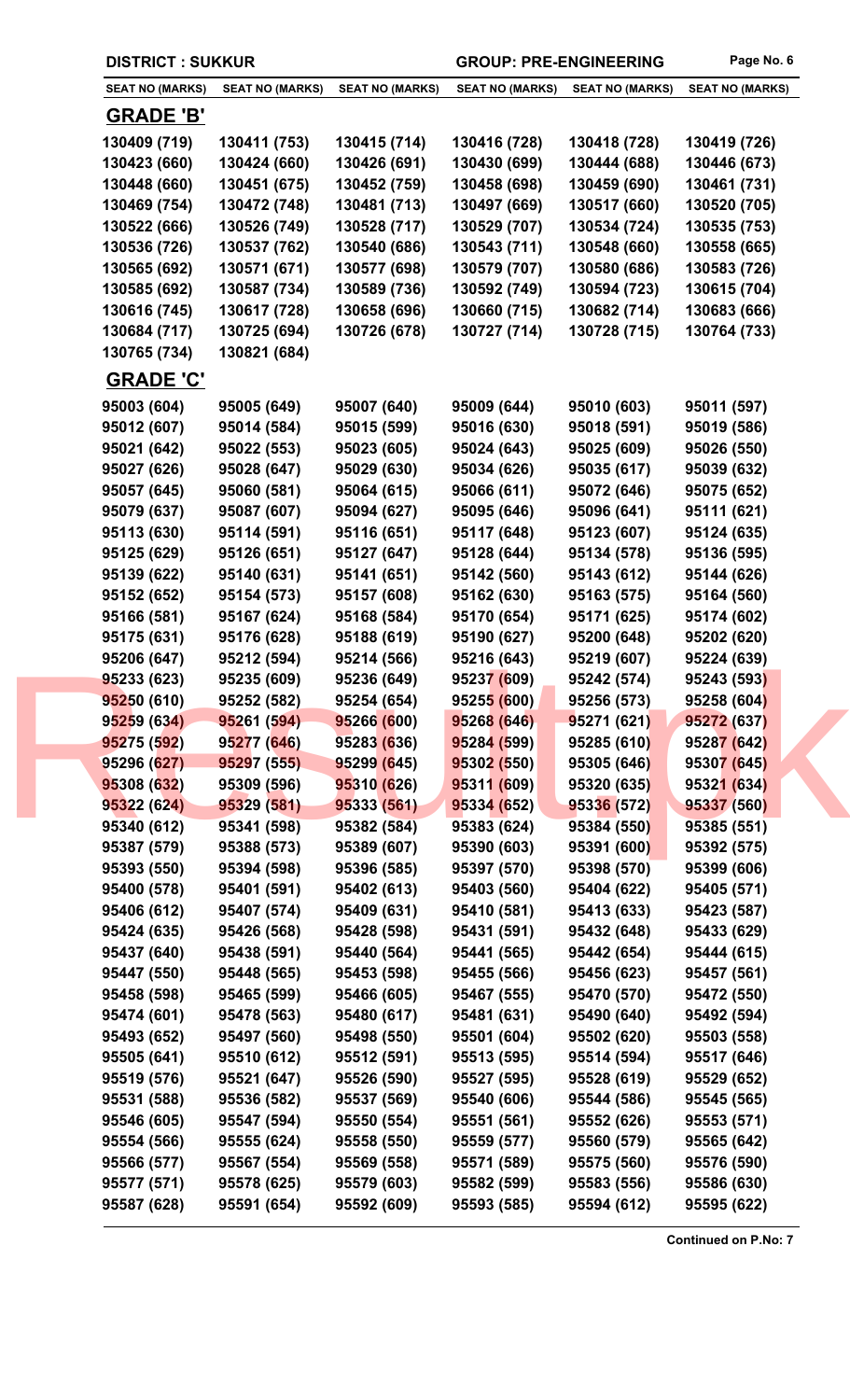DISTRICT : SUKKUR

GROUP: PRE-ENGINEERING

| SEAT NO (MARKS) | SEAT NO (MARKS) | SEAT NO (MARKS) | SEAT NO (MARKS) | SEAT NO (MARKS) | SEAT NO (MARKS) |
|---|---|---|---|---|---|

## GRADE 'B'

| | | | | | |
|---|---|---|---|---|---|
| 130409 (719) | 130411 (753) | 130415 (714) | 130416 (728) | 130418 (728) | 130419 (726) |
| 130423 (660) | 130424 (660) | 130426 (691) | 130430 (699) | 130444 (688) | 130446 (673) |
| 130448 (660) | 130451 (675) | 130452 (759) | 130458 (698) | 130459 (690) | 130461 (731) |
| 130469 (754) | 130472 (748) | 130481 (713) | 130497 (669) | 130517 (660) | 130520 (705) |
| 130522 (666) | 130526 (749) | 130528 (717) | 130529 (707) | 130534 (724) | 130535 (753) |
| 130536 (726) | 130537 (762) | 130540 (686) | 130543 (711) | 130548 (660) | 130558 (665) |
| 130565 (692) | 130571 (671) | 130577 (698) | 130579 (707) | 130580 (686) | 130583 (726) |
| 130585 (692) | 130587 (734) | 130589 (736) | 130592 (749) | 130594 (723) | 130615 (704) |
| 130616 (745) | 130617 (728) | 130658 (696) | 130660 (715) | 130682 (714) | 130683 (666) |
| 130684 (717) | 130725 (694) | 130726 (678) | 130727 (714) | 130728 (715) | 130764 (733) |
| 130765 (734) | 130821 (684) | | | | |

## GRADE 'C'

| | | | | | |
|---|---|---|---|---|---|
| 95003 (604) | 95005 (649) | 95007 (640) | 95009 (644) | 95010 (603) | 95011 (597) |
| 95012 (607) | 95014 (584) | 95015 (599) | 95016 (630) | 95018 (591) | 95019 (586) |
| 95021 (642) | 95022 (553) | 95023 (605) | 95024 (643) | 95025 (609) | 95026 (550) |
| 95027 (626) | 95028 (647) | 95029 (630) | 95034 (626) | 95035 (617) | 95039 (632) |
| 95057 (645) | 95060 (581) | 95064 (615) | 95066 (611) | 95072 (646) | 95075 (652) |
| 95079 (637) | 95087 (607) | 95094 (627) | 95095 (646) | 95096 (641) | 95111 (621) |
| 95113 (630) | 95114 (591) | 95116 (651) | 95117 (648) | 95123 (607) | 95124 (635) |
| 95125 (629) | 95126 (651) | 95127 (647) | 95128 (644) | 95134 (578) | 95136 (595) |
| 95139 (622) | 95140 (631) | 95141 (651) | 95142 (560) | 95143 (612) | 95144 (626) |
| 95152 (652) | 95154 (573) | 95157 (608) | 95162 (630) | 95163 (575) | 95164 (560) |
| 95166 (581) | 95167 (624) | 95168 (584) | 95170 (654) | 95171 (625) | 95174 (602) |
| 95175 (631) | 95176 (628) | 95188 (619) | 95190 (627) | 95200 (648) | 95202 (620) |
| 95206 (647) | 95212 (594) | 95214 (566) | 95216 (643) | 95219 (607) | 95224 (639) |
| 95233 (623) | 95235 (609) | 95236 (649) | 95237 (609) | 95242 (574) | 95243 (593) |
| 95250 (610) | 95252 (582) | 95254 (654) | 95255 (600) | 95256 (573) | 95258 (604) |
| 95259 (634) | 95261 (594) | 95266 (600) | 95268 (646) | 95271 (621) | 95272 (637) |
| 95275 (592) | 95277 (646) | 95283 (636) | 95284 (599) | 95285 (610) | 95287 (642) |
| 95296 (627) | 95297 (555) | 95299 (645) | 95302 (550) | 95305 (646) | 95307 (645) |
| 95308 (632) | 95309 (596) | 95310 (626) | 95311 (609) | 95320 (635) | 95321 (634) |
| 95322 (624) | 95329 (581) | 95333 (561) | 95334 (652) | 95336 (572) | 95337 (560) |
| 95340 (612) | 95341 (598) | 95382 (584) | 95383 (624) | 95384 (550) | 95385 (551) |
| 95387 (579) | 95388 (573) | 95389 (607) | 95390 (603) | 95391 (600) | 95392 (575) |
| 95393 (550) | 95394 (598) | 95396 (585) | 95397 (570) | 95398 (570) | 95399 (606) |
| 95400 (578) | 95401 (591) | 95402 (613) | 95403 (560) | 95404 (622) | 95405 (571) |
| 95406 (612) | 95407 (574) | 95409 (631) | 95410 (581) | 95413 (633) | 95423 (587) |
| 95424 (635) | 95426 (568) | 95428 (598) | 95431 (591) | 95432 (648) | 95433 (629) |
| 95437 (640) | 95438 (591) | 95440 (564) | 95441 (565) | 95442 (654) | 95444 (615) |
| 95447 (550) | 95448 (565) | 95453 (598) | 95455 (566) | 95456 (623) | 95457 (561) |
| 95458 (598) | 95465 (599) | 95466 (605) | 95467 (555) | 95470 (570) | 95472 (550) |
| 95474 (601) | 95478 (563) | 95480 (617) | 95481 (631) | 95490 (640) | 95492 (594) |
| 95493 (652) | 95497 (560) | 95498 (550) | 95501 (604) | 95502 (620) | 95503 (558) |
| 95505 (641) | 95510 (612) | 95512 (591) | 95513 (595) | 95514 (594) | 95517 (646) |
| 95519 (576) | 95521 (647) | 95526 (590) | 95527 (595) | 95528 (619) | 95529 (652) |
| 95531 (588) | 95536 (582) | 95537 (569) | 95540 (606) | 95544 (586) | 95545 (565) |
| 95546 (605) | 95547 (594) | 95550 (554) | 95551 (561) | 95552 (626) | 95553 (571) |
| 95554 (566) | 95555 (624) | 95558 (550) | 95559 (577) | 95560 (579) | 95565 (642) |
| 95566 (577) | 95567 (554) | 95569 (558) | 95571 (589) | 95575 (560) | 95576 (590) |
| 95577 (571) | 95578 (625) | 95579 (603) | 95582 (599) | 95583 (556) | 95586 (630) |
| 95587 (628) | 95591 (654) | 95592 (609) | 95593 (585) | 95594 (612) | 95595 (622) |

**Continued on P.No: 7**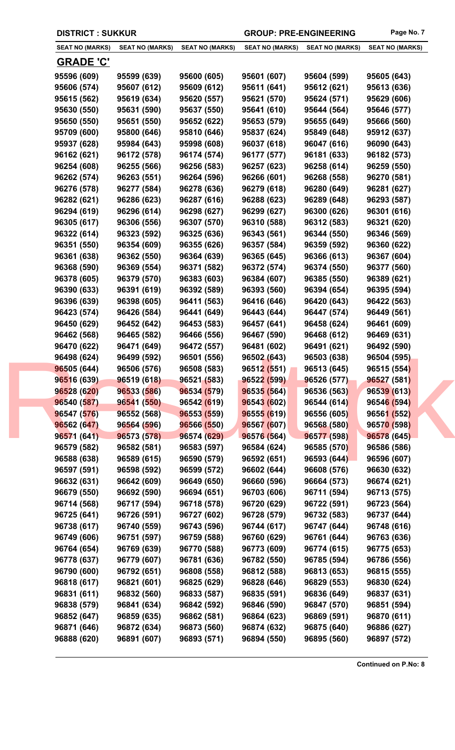**DISTRICT : SUKKUR** **GROUP: PRE-ENGINEERING**

| SEAT NO (MARKS) | SEAT NO (MARKS) | SEAT NO (MARKS) | SEAT NO (MARKS) | SEAT NO (MARKS) | SEAT NO (MARKS) |
|---|---|---|---|---|---|

## GRADE 'C'

| | | | | | |
|---|---|---|---|---|---|
| 95596 (609) | 95599 (639) | 95600 (605) | 95601 (607) | 95604 (599) | 95605 (643) |
| 95606 (574) | 95607 (612) | 95609 (612) | 95611 (641) | 95612 (621) | 95613 (636) |
| 95615 (562) | 95619 (634) | 95620 (557) | 95621 (570) | 95624 (571) | 95629 (606) |
| 95630 (550) | 95631 (590) | 95637 (550) | 95641 (610) | 95644 (564) | 95646 (577) |
| 95650 (550) | 95651 (550) | 95652 (622) | 95653 (579) | 95655 (649) | 95666 (560) |
| 95709 (600) | 95800 (646) | 95810 (646) | 95837 (624) | 95849 (648) | 95912 (637) |
| 95937 (628) | 95984 (643) | 95998 (608) | 96037 (618) | 96047 (616) | 96090 (643) |
| 96162 (621) | 96172 (578) | 96174 (574) | 96177 (577) | 96181 (633) | 96182 (573) |
| 96254 (608) | 96255 (566) | 96256 (583) | 96257 (623) | 96258 (614) | 96259 (550) |
| 96262 (574) | 96263 (551) | 96264 (596) | 96266 (601) | 96268 (558) | 96270 (581) |
| 96276 (578) | 96277 (584) | 96278 (636) | 96279 (618) | 96280 (649) | 96281 (627) |
| 96282 (621) | 96286 (623) | 96287 (616) | 96288 (623) | 96289 (648) | 96293 (587) |
| 96294 (619) | 96296 (614) | 96298 (627) | 96299 (627) | 96300 (626) | 96301 (616) |
| 96305 (617) | 96306 (556) | 96307 (570) | 96310 (588) | 96312 (583) | 96321 (620) |
| 96322 (614) | 96323 (592) | 96325 (636) | 96343 (561) | 96344 (550) | 96346 (569) |
| 96351 (550) | 96354 (609) | 96355 (626) | 96357 (584) | 96359 (592) | 96360 (622) |
| 96361 (638) | 96362 (550) | 96364 (639) | 96365 (645) | 96366 (613) | 96367 (604) |
| 96368 (590) | 96369 (554) | 96371 (582) | 96372 (574) | 96374 (550) | 96377 (560) |
| 96378 (605) | 96379 (570) | 96383 (603) | 96384 (607) | 96385 (550) | 96389 (621) |
| 96390 (633) | 96391 (619) | 96392 (589) | 96393 (560) | 96394 (654) | 96395 (594) |
| 96396 (639) | 96398 (605) | 96411 (563) | 96416 (646) | 96420 (643) | 96422 (563) |
| 96423 (574) | 96426 (584) | 96441 (649) | 96443 (644) | 96447 (574) | 96449 (561) |
| 96450 (629) | 96452 (642) | 96453 (583) | 96457 (641) | 96458 (624) | 96461 (609) |
| 96462 (568) | 96465 (582) | 96466 (556) | 96467 (590) | 96468 (612) | 96469 (631) |
| 96470 (622) | 96471 (649) | 96472 (557) | 96481 (602) | 96491 (621) | 96492 (590) |
| 96498 (624) | 96499 (592) | 96501 (556) | 96502 (643) | 96503 (638) | 96504 (595) |
| 96505 (644) | 96506 (576) | 96508 (583) | 96512 (551) | 96513 (645) | 96515 (554) |
| 96516 (639) | 96519 (618) | 96521 (583) | 96522 (599) | 96526 (577) | 96527 (581) |
| 96528 (620) | 96533 (586) | 96534 (579) | 96535 (564) | 96536 (563) | 96539 (613) |
| 96540 (587) | 96541 (550) | 96542 (619) | 96543 (602) | 96544 (614) | 96546 (594) |
| 96547 (576) | 96552 (568) | 96553 (559) | 96555 (619) | 96556 (605) | 96561 (552) |
| 96562 (647) | 96564 (596) | 96566 (550) | 96567 (607) | 96568 (580) | 96570 (598) |
| 96571 (641) | 96573 (578) | 96574 (629) | 96576 (564) | 96577 (598) | 96578 (645) |
| 96579 (582) | 96582 (581) | 96583 (597) | 96584 (624) | 96585 (570) | 96586 (586) |
| 96588 (638) | 96589 (615) | 96590 (579) | 96592 (651) | 96593 (644) | 96596 (607) |
| 96597 (591) | 96598 (592) | 96599 (572) | 96602 (644) | 96608 (576) | 96630 (632) |
| 96632 (631) | 96642 (609) | 96649 (650) | 96660 (596) | 96664 (573) | 96674 (621) |
| 96679 (550) | 96692 (590) | 96694 (651) | 96703 (606) | 96711 (594) | 96713 (575) |
| 96714 (568) | 96717 (594) | 96718 (578) | 96720 (629) | 96722 (591) | 96723 (564) |
| 96725 (641) | 96726 (591) | 96727 (602) | 96728 (579) | 96732 (583) | 96737 (644) |
| 96738 (617) | 96740 (559) | 96743 (596) | 96744 (617) | 96747 (644) | 96748 (616) |
| 96749 (606) | 96751 (597) | 96759 (588) | 96760 (629) | 96761 (644) | 96763 (636) |
| 96764 (654) | 96769 (639) | 96770 (588) | 96773 (609) | 96774 (615) | 96775 (653) |
| 96778 (637) | 96779 (607) | 96781 (636) | 96782 (550) | 96785 (594) | 96786 (556) |
| 96790 (600) | 96792 (651) | 96808 (558) | 96812 (588) | 96813 (653) | 96815 (555) |
| 96818 (617) | 96821 (601) | 96825 (629) | 96828 (646) | 96829 (553) | 96830 (624) |
| 96831 (611) | 96832 (560) | 96833 (587) | 96835 (591) | 96836 (649) | 96837 (631) |
| 96838 (579) | 96841 (634) | 96842 (592) | 96846 (590) | 96847 (570) | 96851 (594) |
| 96852 (647) | 96859 (635) | 96862 (581) | 96864 (623) | 96869 (591) | 96870 (611) |
| 96871 (646) | 96872 (634) | 96873 (560) | 96874 (632) | 96875 (640) | 96886 (627) |
| 96888 (620) | 96891 (607) | 96893 (571) | 96894 (550) | 96895 (560) | 96897 (572) |

**Continued on P.No: 8**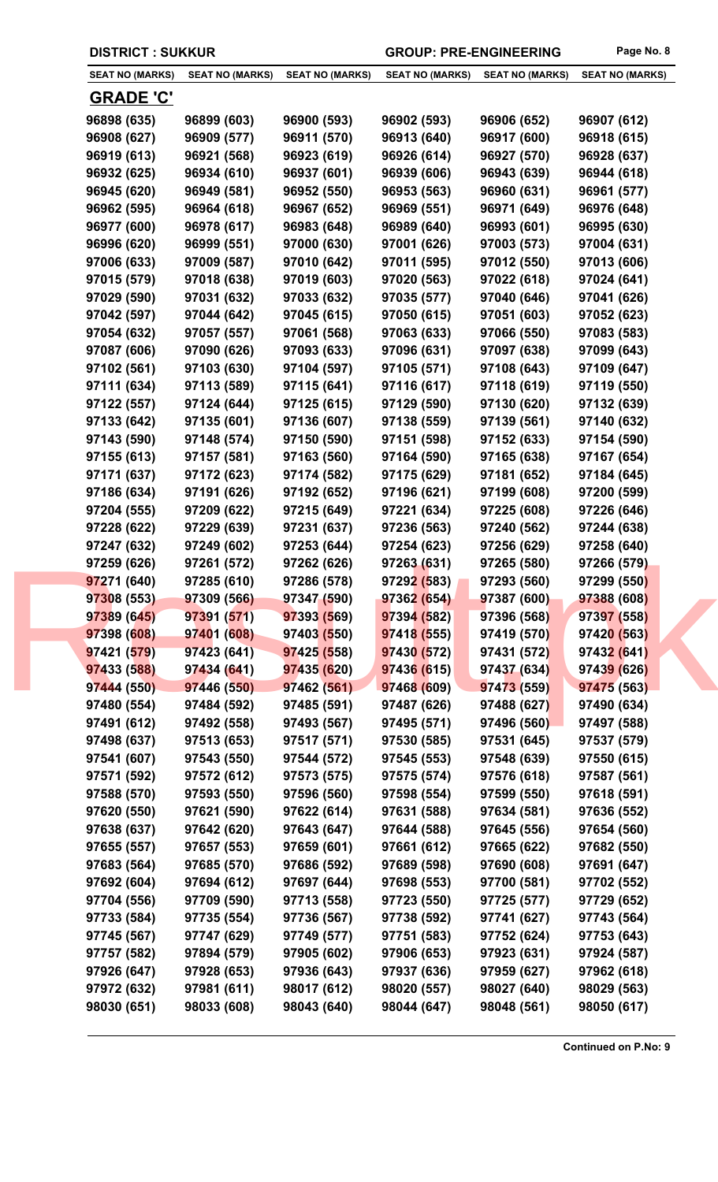DISTRICT : SUKKUR | GROUP: PRE-ENGINEERING

| SEAT NO (MARKS) | SEAT NO (MARKS) | SEAT NO (MARKS) | SEAT NO (MARKS) | SEAT NO (MARKS) | SEAT NO (MARKS) |
|---|---|---|---|---|---|

## GRADE 'C'

| SEAT NO (MARKS) | SEAT NO (MARKS) | SEAT NO (MARKS) | SEAT NO (MARKS) | SEAT NO (MARKS) | SEAT NO (MARKS) |
|---|---|---|---|---|---|
| 96898 (635) | 96899 (603) | 96900 (593) | 96902 (593) | 96906 (652) | 96907 (612) |
| 96908 (627) | 96909 (577) | 96911 (570) | 96913 (640) | 96917 (600) | 96918 (615) |
| 96919 (613) | 96921 (568) | 96923 (619) | 96926 (614) | 96927 (570) | 96928 (637) |
| 96932 (625) | 96934 (610) | 96937 (601) | 96939 (606) | 96943 (639) | 96944 (618) |
| 96945 (620) | 96949 (581) | 96952 (550) | 96953 (563) | 96960 (631) | 96961 (577) |
| 96962 (595) | 96964 (618) | 96967 (652) | 96969 (551) | 96971 (649) | 96976 (648) |
| 96977 (600) | 96978 (617) | 96983 (648) | 96989 (640) | 96993 (601) | 96995 (630) |
| 96996 (620) | 96999 (551) | 97000 (630) | 97001 (626) | 97003 (573) | 97004 (631) |
| 97006 (633) | 97009 (587) | 97010 (642) | 97011 (595) | 97012 (550) | 97013 (606) |
| 97015 (579) | 97018 (638) | 97019 (603) | 97020 (563) | 97022 (618) | 97024 (641) |
| 97029 (590) | 97031 (632) | 97033 (632) | 97035 (577) | 97040 (646) | 97041 (626) |
| 97042 (597) | 97044 (642) | 97045 (615) | 97050 (615) | 97051 (603) | 97052 (623) |
| 97054 (632) | 97057 (557) | 97061 (568) | 97063 (633) | 97066 (550) | 97083 (583) |
| 97087 (606) | 97090 (626) | 97093 (633) | 97096 (631) | 97097 (638) | 97099 (643) |
| 97102 (561) | 97103 (630) | 97104 (597) | 97105 (571) | 97108 (643) | 97109 (647) |
| 97111 (634) | 97113 (589) | 97115 (641) | 97116 (617) | 97118 (619) | 97119 (550) |
| 97122 (557) | 97124 (644) | 97125 (615) | 97129 (590) | 97130 (620) | 97132 (639) |
| 97133 (642) | 97135 (601) | 97136 (607) | 97138 (559) | 97139 (561) | 97140 (632) |
| 97143 (590) | 97148 (574) | 97150 (590) | 97151 (598) | 97152 (633) | 97154 (590) |
| 97155 (613) | 97157 (581) | 97163 (560) | 97164 (590) | 97165 (638) | 97167 (654) |
| 97171 (637) | 97172 (623) | 97174 (582) | 97175 (629) | 97181 (652) | 97184 (645) |
| 97186 (634) | 97191 (626) | 97192 (652) | 97196 (621) | 97199 (608) | 97200 (599) |
| 97204 (555) | 97209 (622) | 97215 (649) | 97221 (634) | 97225 (608) | 97226 (646) |
| 97228 (622) | 97229 (639) | 97231 (637) | 97236 (563) | 97240 (562) | 97244 (638) |
| 97247 (632) | 97249 (602) | 97253 (644) | 97254 (623) | 97256 (629) | 97258 (640) |
| 97259 (626) | 97261 (572) | 97262 (626) | 97263 (631) | 97265 (580) | 97266 (579) |
| 97271 (640) | 97285 (610) | 97286 (578) | 97292 (583) | 97293 (560) | 97299 (550) |
| 97308 (553) | 97309 (566) | 97347 (590) | 97362 (654) | 97387 (600) | 97388 (608) |
| 97389 (645) | 97391 (571) | 97393 (569) | 97394 (582) | 97396 (568) | 97397 (558) |
| 97398 (608) | 97401 (608) | 97403 (550) | 97418 (555) | 97419 (570) | 97420 (563) |
| 97421 (579) | 97423 (641) | 97425 (558) | 97430 (572) | 97431 (572) | 97432 (641) |
| 97433 (588) | 97434 (641) | 97435 (620) | 97436 (615) | 97437 (634) | 97439 (626) |
| 97444 (550) | 97446 (550) | 97462 (561) | 97468 (609) | 97473 (559) | 97475 (563) |
| 97480 (554) | 97484 (592) | 97485 (591) | 97487 (626) | 97488 (627) | 97490 (634) |
| 97491 (612) | 97492 (558) | 97493 (567) | 97495 (571) | 97496 (560) | 97497 (588) |
| 97498 (637) | 97513 (653) | 97517 (571) | 97530 (585) | 97531 (645) | 97537 (579) |
| 97541 (607) | 97543 (550) | 97544 (572) | 97545 (553) | 97548 (639) | 97550 (615) |
| 97571 (592) | 97572 (612) | 97573 (575) | 97575 (574) | 97576 (618) | 97587 (561) |
| 97588 (570) | 97593 (550) | 97596 (560) | 97598 (554) | 97599 (550) | 97618 (591) |
| 97620 (550) | 97621 (590) | 97622 (614) | 97631 (588) | 97634 (581) | 97636 (552) |
| 97638 (637) | 97642 (620) | 97643 (647) | 97644 (588) | 97645 (556) | 97654 (560) |
| 97655 (557) | 97657 (553) | 97659 (601) | 97661 (612) | 97665 (622) | 97682 (550) |
| 97683 (564) | 97685 (570) | 97686 (592) | 97689 (598) | 97690 (608) | 97691 (647) |
| 97692 (604) | 97694 (612) | 97697 (644) | 97698 (553) | 97700 (581) | 97702 (552) |
| 97704 (556) | 97709 (590) | 97713 (558) | 97723 (550) | 97725 (577) | 97729 (652) |
| 97733 (584) | 97735 (554) | 97736 (567) | 97738 (592) | 97741 (627) | 97743 (564) |
| 97745 (567) | 97747 (629) | 97749 (577) | 97751 (583) | 97752 (624) | 97753 (643) |
| 97757 (582) | 97894 (579) | 97905 (602) | 97906 (653) | 97923 (631) | 97924 (587) |
| 97926 (647) | 97928 (653) | 97936 (643) | 97937 (636) | 97959 (627) | 97962 (618) |
| 97972 (632) | 97981 (611) | 98017 (612) | 98020 (557) | 98027 (640) | 98029 (563) |
| 98030 (651) | 98033 (608) | 98043 (640) | 98044 (647) | 98048 (561) | 98050 (617) |

**Continued on P.No: 9**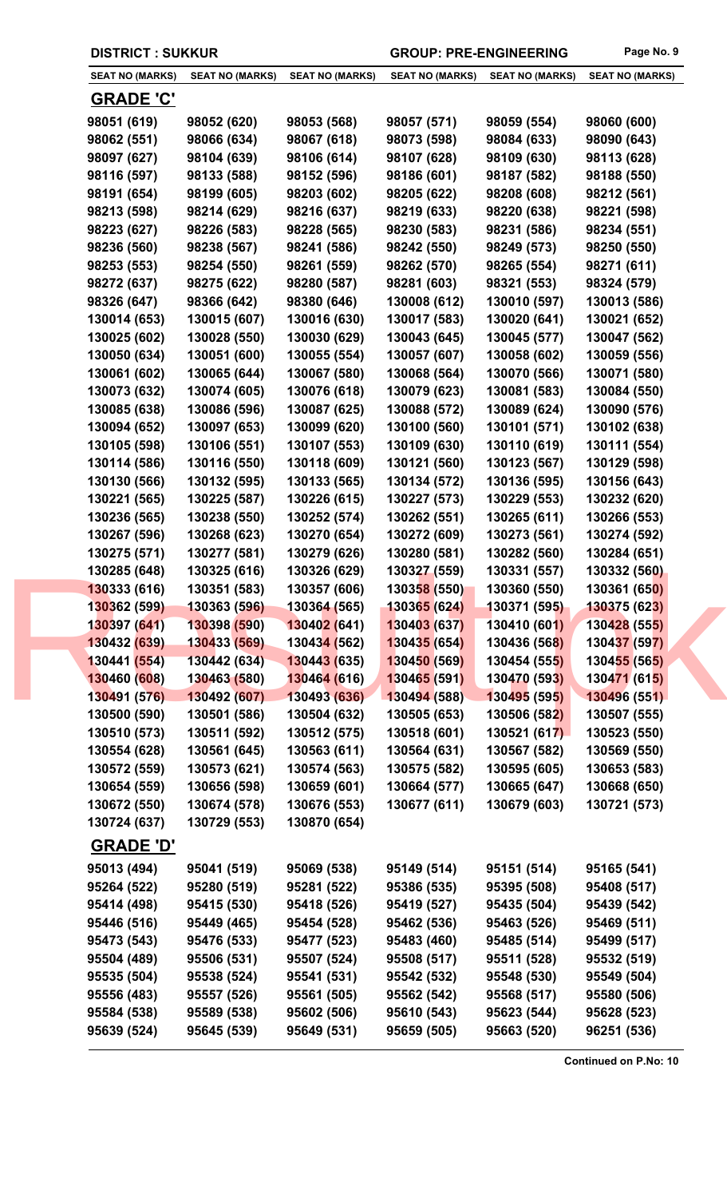DISTRICT : SUKKUR | GROUP: PRE-ENGINEERING

| SEAT NO (MARKS) | SEAT NO (MARKS) | SEAT NO (MARKS) | SEAT NO (MARKS) | SEAT NO (MARKS) | SEAT NO (MARKS) |
|---|---|---|---|---|---|

## GRADE 'C'

| | | | | | |
|---|---|---|---|---|---|
| 98051 (619) | 98052 (620) | 98053 (568) | 98057 (571) | 98059 (554) | 98060 (600) |
| 98062 (551) | 98066 (634) | 98067 (618) | 98073 (598) | 98084 (633) | 98090 (643) |
| 98097 (627) | 98104 (639) | 98106 (614) | 98107 (628) | 98109 (630) | 98113 (628) |
| 98116 (597) | 98133 (588) | 98152 (596) | 98186 (601) | 98187 (582) | 98188 (550) |
| 98191 (654) | 98199 (605) | 98203 (602) | 98205 (622) | 98208 (608) | 98212 (561) |
| 98213 (598) | 98214 (629) | 98216 (637) | 98219 (633) | 98220 (638) | 98221 (598) |
| 98223 (627) | 98226 (583) | 98228 (565) | 98230 (583) | 98231 (586) | 98234 (551) |
| 98236 (560) | 98238 (567) | 98241 (586) | 98242 (550) | 98249 (573) | 98250 (550) |
| 98253 (553) | 98254 (550) | 98261 (559) | 98262 (570) | 98265 (554) | 98271 (611) |
| 98272 (637) | 98275 (622) | 98280 (587) | 98281 (603) | 98321 (553) | 98324 (579) |
| 98326 (647) | 98366 (642) | 98380 (646) | 130008 (612) | 130010 (597) | 130013 (586) |
| 130014 (653) | 130015 (607) | 130016 (630) | 130017 (583) | 130020 (641) | 130021 (652) |
| 130025 (602) | 130028 (550) | 130030 (629) | 130043 (645) | 130045 (577) | 130047 (562) |
| 130050 (634) | 130051 (600) | 130055 (554) | 130057 (607) | 130058 (602) | 130059 (556) |
| 130061 (602) | 130065 (644) | 130067 (580) | 130068 (564) | 130070 (566) | 130071 (580) |
| 130073 (632) | 130074 (605) | 130076 (618) | 130079 (623) | 130081 (583) | 130084 (550) |
| 130085 (638) | 130086 (596) | 130087 (625) | 130088 (572) | 130089 (624) | 130090 (576) |
| 130094 (652) | 130097 (653) | 130099 (620) | 130100 (560) | 130101 (571) | 130102 (638) |
| 130105 (598) | 130106 (551) | 130107 (553) | 130109 (630) | 130110 (619) | 130111 (554) |
| 130114 (586) | 130116 (550) | 130118 (609) | 130121 (560) | 130123 (567) | 130129 (598) |
| 130130 (566) | 130132 (595) | 130133 (565) | 130134 (572) | 130136 (595) | 130156 (643) |
| 130221 (565) | 130225 (587) | 130226 (615) | 130227 (573) | 130229 (553) | 130232 (620) |
| 130236 (565) | 130238 (550) | 130252 (574) | 130262 (551) | 130265 (611) | 130266 (553) |
| 130267 (596) | 130268 (623) | 130270 (654) | 130272 (609) | 130273 (561) | 130274 (592) |
| 130275 (571) | 130277 (581) | 130279 (626) | 130280 (581) | 130282 (560) | 130284 (651) |
| 130285 (648) | 130325 (616) | 130326 (629) | 130327 (559) | 130331 (557) | 130332 (560) |
| 130333 (616) | 130351 (583) | 130357 (606) | 130358 (550) | 130360 (550) | 130361 (650) |
| 130362 (599) | 130363 (596) | 130364 (565) | 130365 (624) | 130371 (595) | 130375 (623) |
| 130397 (641) | 130398 (590) | 130402 (641) | 130403 (637) | 130410 (601) | 130428 (555) |
| 130432 (639) | 130433 (569) | 130434 (562) | 130435 (654) | 130436 (568) | 130437 (597) |
| 130441 (554) | 130442 (634) | 130443 (635) | 130450 (569) | 130454 (555) | 130455 (565) |
| 130460 (608) | 130463 (580) | 130464 (616) | 130465 (591) | 130470 (593) | 130471 (615) |
| 130491 (576) | 130492 (607) | 130493 (636) | 130494 (588) | 130495 (595) | 130496 (551) |
| 130500 (590) | 130501 (586) | 130504 (632) | 130505 (653) | 130506 (582) | 130507 (555) |
| 130510 (573) | 130511 (592) | 130512 (575) | 130518 (601) | 130521 (617) | 130523 (550) |
| 130554 (628) | 130561 (645) | 130563 (611) | 130564 (631) | 130567 (582) | 130569 (550) |
| 130572 (559) | 130573 (621) | 130574 (563) | 130575 (582) | 130595 (605) | 130653 (583) |
| 130654 (559) | 130656 (598) | 130659 (601) | 130664 (577) | 130665 (647) | 130668 (650) |
| 130672 (550) | 130674 (578) | 130676 (553) | 130677 (611) | 130679 (603) | 130721 (573) |
| 130724 (637) | 130729 (553) | 130870 (654) | | | |

## GRADE 'D'

| | | | | | |
|---|---|---|---|---|---|
| 95013 (494) | 95041 (519) | 95069 (538) | 95149 (514) | 95151 (514) | 95165 (541) |
| 95264 (522) | 95280 (519) | 95281 (522) | 95386 (535) | 95395 (508) | 95408 (517) |
| 95414 (498) | 95415 (530) | 95418 (526) | 95419 (527) | 95435 (504) | 95439 (542) |
| 95446 (516) | 95449 (465) | 95454 (528) | 95462 (536) | 95463 (526) | 95469 (511) |
| 95473 (543) | 95476 (533) | 95477 (523) | 95483 (460) | 95485 (514) | 95499 (517) |
| 95504 (489) | 95506 (531) | 95507 (524) | 95508 (517) | 95511 (528) | 95532 (519) |
| 95535 (504) | 95538 (524) | 95541 (531) | 95542 (532) | 95548 (530) | 95549 (504) |
| 95556 (483) | 95557 (526) | 95561 (505) | 95562 (542) | 95568 (517) | 95580 (506) |
| 95584 (538) | 95589 (538) | 95602 (506) | 95610 (543) | 95623 (544) | 95628 (523) |
| 95639 (524) | 95645 (539) | 95649 (531) | 95659 (505) | 95663 (520) | 96251 (536) |

**Continued on P.No: 10**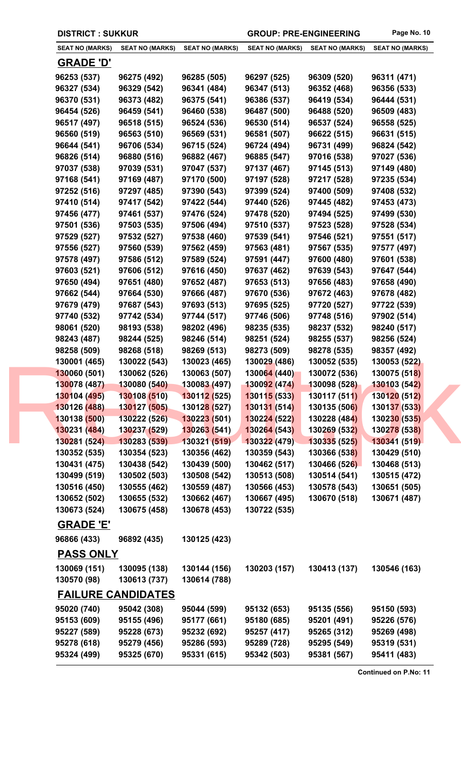**DISTRICT : SUKKUR** **GROUP: PRE-ENGINEERING**

| SEAT NO (MARKS) | SEAT NO (MARKS) | SEAT NO (MARKS) | SEAT NO (MARKS) | SEAT NO (MARKS) | SEAT NO (MARKS) |
|---|---|---|---|---|---|

## GRADE 'D'

| | | | | | |
|---|---|---|---|---|---|
| 96253 (537) | 96275 (492) | 96285 (505) | 96297 (525) | 96309 (520) | 96311 (471) |
| 96327 (534) | 96329 (542) | 96341 (484) | 96347 (513) | 96352 (468) | 96356 (533) |
| 96370 (531) | 96373 (482) | 96375 (541) | 96386 (537) | 96419 (534) | 96444 (531) |
| 96454 (526) | 96459 (541) | 96460 (538) | 96487 (500) | 96488 (520) | 96509 (483) |
| 96517 (497) | 96518 (515) | 96524 (536) | 96530 (514) | 96537 (524) | 96558 (525) |
| 96560 (519) | 96563 (510) | 96569 (531) | 96581 (507) | 96622 (515) | 96631 (515) |
| 96644 (541) | 96706 (534) | 96715 (524) | 96724 (494) | 96731 (499) | 96824 (542) |
| 96826 (514) | 96880 (516) | 96882 (467) | 96885 (547) | 97016 (538) | 97027 (536) |
| 97037 (538) | 97039 (531) | 97047 (537) | 97137 (467) | 97145 (513) | 97149 (480) |
| 97168 (541) | 97169 (487) | 97170 (500) | 97197 (528) | 97217 (528) | 97235 (534) |
| 97252 (516) | 97297 (485) | 97390 (543) | 97399 (524) | 97400 (509) | 97408 (532) |
| 97410 (514) | 97417 (542) | 97422 (544) | 97440 (526) | 97445 (482) | 97453 (473) |
| 97456 (477) | 97461 (537) | 97476 (524) | 97478 (520) | 97494 (525) | 97499 (530) |
| 97501 (536) | 97503 (535) | 97506 (494) | 97510 (537) | 97523 (528) | 97528 (534) |
| 97529 (527) | 97532 (527) | 97538 (460) | 97539 (541) | 97546 (521) | 97551 (517) |
| 97556 (527) | 97560 (539) | 97562 (459) | 97563 (481) | 97567 (535) | 97577 (497) |
| 97578 (497) | 97586 (512) | 97589 (524) | 97591 (447) | 97600 (480) | 97601 (538) |
| 97603 (521) | 97606 (512) | 97616 (450) | 97637 (462) | 97639 (543) | 97647 (544) |
| 97650 (494) | 97651 (480) | 97652 (487) | 97653 (513) | 97656 (483) | 97658 (490) |
| 97662 (544) | 97664 (530) | 97666 (487) | 97670 (536) | 97672 (463) | 97678 (482) |
| 97679 (479) | 97687 (543) | 97693 (513) | 97695 (525) | 97720 (527) | 97722 (539) |
| 97740 (532) | 97742 (534) | 97744 (517) | 97746 (506) | 97748 (516) | 97902 (514) |
| 98061 (520) | 98193 (538) | 98202 (496) | 98235 (535) | 98237 (532) | 98240 (517) |
| 98243 (487) | 98244 (525) | 98246 (514) | 98251 (524) | 98255 (537) | 98256 (524) |
| 98258 (509) | 98268 (518) | 98269 (513) | 98273 (509) | 98278 (535) | 98357 (492) |
| 130001 (465) | 130022 (543) | 130023 (465) | 130029 (486) | 130052 (535) | 130053 (522) |
| 130060 (501) | 130062 (526) | 130063 (507) | 130064 (440) | 130072 (536) | 130075 (518) |
| 130078 (487) | 130080 (540) | 130083 (497) | 130092 (474) | 130098 (528) | 130103 (542) |
| 130104 (495) | 130108 (510) | 130112 (525) | 130115 (533) | 130117 (511) | 130120 (512) |
| 130126 (488) | 130127 (505) | 130128 (527) | 130131 (514) | 130135 (506) | 130137 (533) |
| 130138 (500) | 130222 (526) | 130223 (501) | 130224 (522) | 130228 (484) | 130230 (535) |
| 130231 (484) | 130237 (529) | 130263 (541) | 130264 (543) | 130269 (532) | 130278 (538) |
| 130281 (524) | 130283 (539) | 130321 (519) | 130322 (479) | 130335 (525) | 130341 (519) |
| 130352 (535) | 130354 (523) | 130356 (462) | 130359 (543) | 130366 (538) | 130429 (510) |
| 130431 (475) | 130438 (542) | 130439 (500) | 130462 (517) | 130466 (526) | 130468 (513) |
| 130499 (519) | 130502 (503) | 130508 (542) | 130513 (508) | 130514 (541) | 130515 (472) |
| 130516 (450) | 130555 (462) | 130559 (487) | 130566 (453) | 130578 (543) | 130651 (505) |
| 130652 (502) | 130655 (532) | 130662 (467) | 130667 (495) | 130670 (518) | 130671 (487) |
| 130673 (524) | 130675 (458) | 130678 (453) | 130722 (535) | | |

## GRADE 'E'

| | | |
|---|---|---|
| 96866 (433) | 96892 (435) | 130125 (423) |

## PASS ONLY

| | | | | | |
|---|---|---|---|---|---|
| 130069 (151) | 130095 (138) | 130144 (156) | 130203 (157) | 130413 (137) | 130546 (163) |
| 130570 (98) | 130613 (737) | 130614 (788) | | | |

## FAILURE CANDIDATES

| | | | | | |
|---|---|---|---|---|---|
| 95020 (740) | 95042 (308) | 95044 (599) | 95132 (653) | 95135 (556) | 95150 (593) |
| 95153 (609) | 95155 (496) | 95177 (661) | 95180 (685) | 95201 (491) | 95226 (576) |
| 95227 (589) | 95228 (673) | 95232 (692) | 95257 (417) | 95265 (312) | 95269 (498) |
| 95278 (618) | 95279 (456) | 95286 (593) | 95289 (728) | 95295 (549) | 95319 (531) |
| 95324 (499) | 95325 (670) | 95331 (615) | 95342 (503) | 95381 (567) | 95411 (483) |

**Continued on P.No: 11**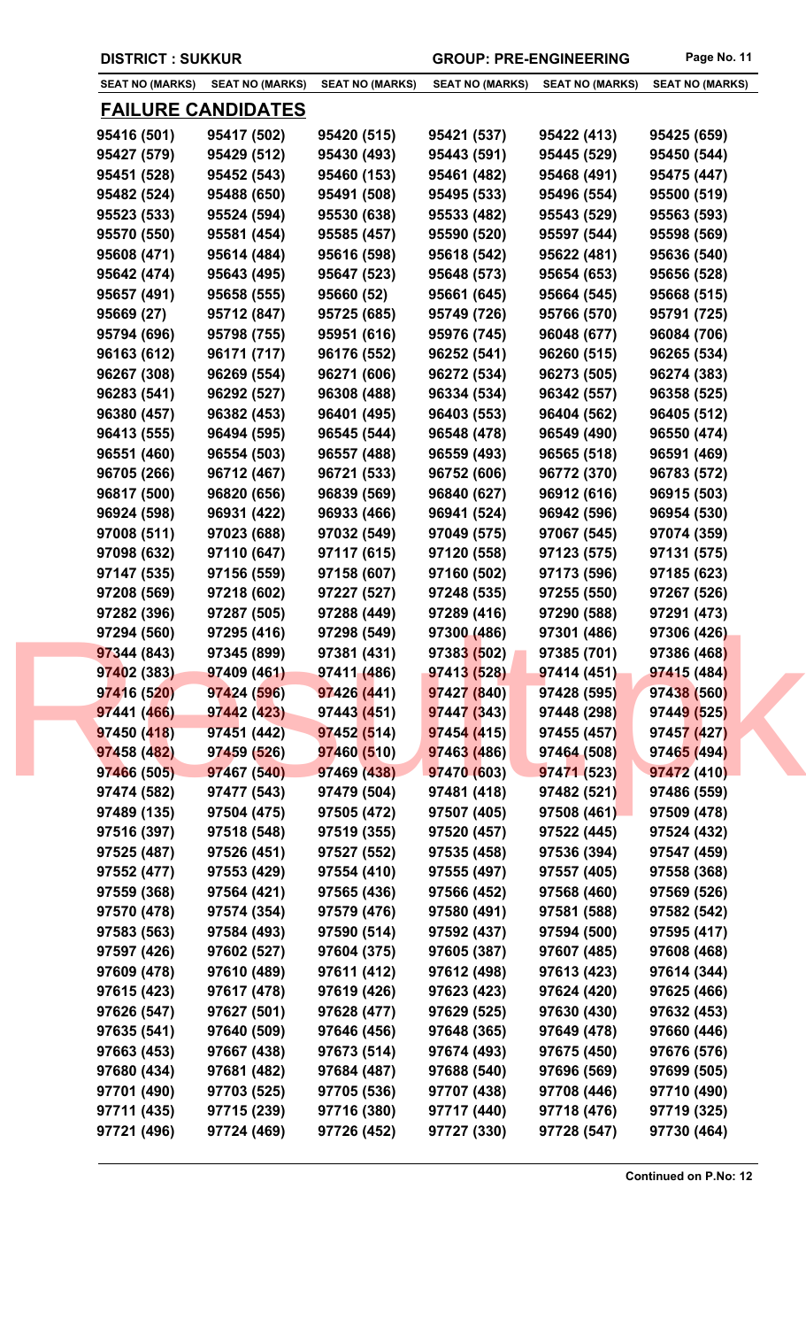DISTRICT : SUKKUR | GROUP: PRE-ENGINEERING

| SEAT NO (MARKS) | SEAT NO (MARKS) | SEAT NO (MARKS) | SEAT NO (MARKS) | SEAT NO (MARKS) | SEAT NO (MARKS) |
|---|---|---|---|---|---|

## FAILURE CANDIDATES

| | | | | | |
|---|---|---|---|---|---|
| 95416 (501) | 95417 (502) | 95420 (515) | 95421 (537) | 95422 (413) | 95425 (659) |
| 95427 (579) | 95429 (512) | 95430 (493) | 95443 (591) | 95445 (529) | 95450 (544) |
| 95451 (528) | 95452 (543) | 95460 (153) | 95461 (482) | 95468 (491) | 95475 (447) |
| 95482 (524) | 95488 (650) | 95491 (508) | 95495 (533) | 95496 (554) | 95500 (519) |
| 95523 (533) | 95524 (594) | 95530 (638) | 95533 (482) | 95543 (529) | 95563 (593) |
| 95570 (550) | 95581 (454) | 95585 (457) | 95590 (520) | 95597 (544) | 95598 (569) |
| 95608 (471) | 95614 (484) | 95616 (598) | 95618 (542) | 95622 (481) | 95636 (540) |
| 95642 (474) | 95643 (495) | 95647 (523) | 95648 (573) | 95654 (653) | 95656 (528) |
| 95657 (491) | 95658 (555) | 95660 (52) | 95661 (645) | 95664 (545) | 95668 (515) |
| 95669 (27) | 95712 (847) | 95725 (685) | 95749 (726) | 95766 (570) | 95791 (725) |
| 95794 (696) | 95798 (755) | 95951 (616) | 95976 (745) | 96048 (677) | 96084 (706) |
| 96163 (612) | 96171 (717) | 96176 (552) | 96252 (541) | 96260 (515) | 96265 (534) |
| 96267 (308) | 96269 (554) | 96271 (606) | 96272 (534) | 96273 (505) | 96274 (383) |
| 96283 (541) | 96292 (527) | 96308 (488) | 96334 (534) | 96342 (557) | 96358 (525) |
| 96380 (457) | 96382 (453) | 96401 (495) | 96403 (553) | 96404 (562) | 96405 (512) |
| 96413 (555) | 96494 (595) | 96545 (544) | 96548 (478) | 96549 (490) | 96550 (474) |
| 96551 (460) | 96554 (503) | 96557 (488) | 96559 (493) | 96565 (518) | 96591 (469) |
| 96705 (266) | 96712 (467) | 96721 (533) | 96752 (606) | 96772 (370) | 96783 (572) |
| 96817 (500) | 96820 (656) | 96839 (569) | 96840 (627) | 96912 (616) | 96915 (503) |
| 96924 (598) | 96931 (422) | 96933 (466) | 96941 (524) | 96942 (596) | 96954 (530) |
| 97008 (511) | 97023 (688) | 97032 (549) | 97049 (575) | 97067 (545) | 97074 (359) |
| 97098 (632) | 97110 (647) | 97117 (615) | 97120 (558) | 97123 (575) | 97131 (575) |
| 97147 (535) | 97156 (559) | 97158 (607) | 97160 (502) | 97173 (596) | 97185 (623) |
| 97208 (569) | 97218 (602) | 97227 (527) | 97248 (535) | 97255 (550) | 97267 (526) |
| 97282 (396) | 97287 (505) | 97288 (449) | 97289 (416) | 97290 (588) | 97291 (473) |
| 97294 (560) | 97295 (416) | 97298 (549) | 97300 (486) | 97301 (486) | 97306 (426) |
| 97344 (843) | 97345 (899) | 97381 (431) | 97383 (502) | 97385 (701) | 97386 (468) |
| 97402 (383) | 97409 (461) | 97411 (486) | 97413 (528) | 97414 (451) | 97415 (484) |
| 97416 (520) | 97424 (596) | 97426 (441) | 97427 (840) | 97428 (595) | 97438 (560) |
| 97441 (466) | 97442 (423) | 97443 (451) | 97447 (343) | 97448 (298) | 97449 (525) |
| 97450 (418) | 97451 (442) | 97452 (514) | 97454 (415) | 97455 (457) | 97457 (427) |
| 97458 (482) | 97459 (526) | 97460 (510) | 97463 (486) | 97464 (508) | 97465 (494) |
| 97466 (505) | 97467 (540) | 97469 (438) | 97470 (603) | 97471 (523) | 97472 (410) |
| 97474 (582) | 97477 (543) | 97479 (504) | 97481 (418) | 97482 (521) | 97486 (559) |
| 97489 (135) | 97504 (475) | 97505 (472) | 97507 (405) | 97508 (461) | 97509 (478) |
| 97516 (397) | 97518 (548) | 97519 (355) | 97520 (457) | 97522 (445) | 97524 (432) |
| 97525 (487) | 97526 (451) | 97527 (552) | 97535 (458) | 97536 (394) | 97547 (459) |
| 97552 (477) | 97553 (429) | 97554 (410) | 97555 (497) | 97557 (405) | 97558 (368) |
| 97559 (368) | 97564 (421) | 97565 (436) | 97566 (452) | 97568 (460) | 97569 (526) |
| 97570 (478) | 97574 (354) | 97579 (476) | 97580 (491) | 97581 (588) | 97582 (542) |
| 97583 (563) | 97584 (493) | 97590 (514) | 97592 (437) | 97594 (500) | 97595 (417) |
| 97597 (426) | 97602 (527) | 97604 (375) | 97605 (387) | 97607 (485) | 97608 (468) |
| 97609 (478) | 97610 (489) | 97611 (412) | 97612 (498) | 97613 (423) | 97614 (344) |
| 97615 (423) | 97617 (478) | 97619 (426) | 97623 (423) | 97624 (420) | 97625 (466) |
| 97626 (547) | 97627 (501) | 97628 (477) | 97629 (525) | 97630 (430) | 97632 (453) |
| 97635 (541) | 97640 (509) | 97646 (456) | 97648 (365) | 97649 (478) | 97660 (446) |
| 97663 (453) | 97667 (438) | 97673 (514) | 97674 (493) | 97675 (450) | 97676 (576) |
| 97680 (434) | 97681 (482) | 97684 (487) | 97688 (540) | 97696 (569) | 97699 (505) |
| 97701 (490) | 97703 (525) | 97705 (536) | 97707 (438) | 97708 (446) | 97710 (490) |
| 97711 (435) | 97715 (239) | 97716 (380) | 97717 (440) | 97718 (476) | 97719 (325) |
| 97721 (496) | 97724 (469) | 97726 (452) | 97727 (330) | 97728 (547) | 97730 (464) |

**Continued on P.No: 12**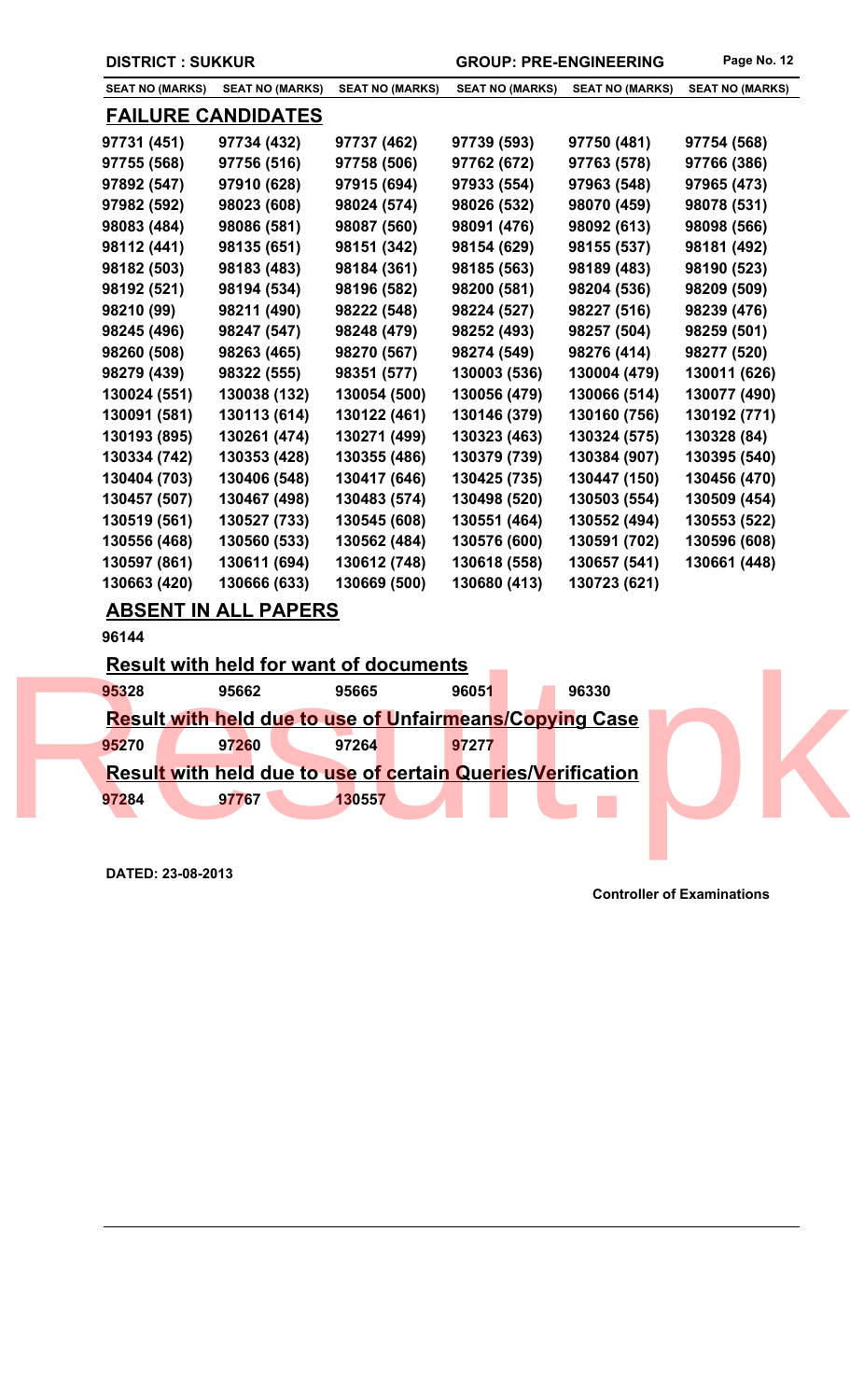DISTRICT : SUKKUR GROUP: PRE-ENGINEERING

| SEAT NO (MARKS) | SEAT NO (MARKS) | SEAT NO (MARKS) | SEAT NO (MARKS) | SEAT NO (MARKS) | SEAT NO (MARKS) |
|---|---|---|---|---|---|

## FAILURE CANDIDATES

| | | | | | |
|---|---|---|---|---|---|
| 97731 (451) | 97734 (432) | 97737 (462) | 97739 (593) | 97750 (481) | 97754 (568) |
| 97755 (568) | 97756 (516) | 97758 (506) | 97762 (672) | 97763 (578) | 97766 (386) |
| 97892 (547) | 97910 (628) | 97915 (694) | 97933 (554) | 97963 (548) | 97965 (473) |
| 97982 (592) | 98023 (608) | 98024 (574) | 98026 (532) | 98070 (459) | 98078 (531) |
| 98083 (484) | 98086 (581) | 98087 (560) | 98091 (476) | 98092 (613) | 98098 (566) |
| 98112 (441) | 98135 (651) | 98151 (342) | 98154 (629) | 98155 (537) | 98181 (492) |
| 98182 (503) | 98183 (483) | 98184 (361) | 98185 (563) | 98189 (483) | 98190 (523) |
| 98192 (521) | 98194 (534) | 98196 (582) | 98200 (581) | 98204 (536) | 98209 (509) |
| 98210 (99) | 98211 (490) | 98222 (548) | 98224 (527) | 98227 (516) | 98239 (476) |
| 98245 (496) | 98247 (547) | 98248 (479) | 98252 (493) | 98257 (504) | 98259 (501) |
| 98260 (508) | 98263 (465) | 98270 (567) | 98274 (549) | 98276 (414) | 98277 (520) |
| 98279 (439) | 98322 (555) | 98351 (577) | 130003 (536) | 130004 (479) | 130011 (626) |
| 130024 (551) | 130038 (132) | 130054 (500) | 130056 (479) | 130066 (514) | 130077 (490) |
| 130091 (581) | 130113 (614) | 130122 (461) | 130146 (379) | 130160 (756) | 130192 (771) |
| 130193 (895) | 130261 (474) | 130271 (499) | 130323 (463) | 130324 (575) | 130328 (84) |
| 130334 (742) | 130353 (428) | 130355 (486) | 130379 (739) | 130384 (907) | 130395 (540) |
| 130404 (703) | 130406 (548) | 130417 (646) | 130425 (735) | 130447 (150) | 130456 (470) |
| 130457 (507) | 130467 (498) | 130483 (574) | 130498 (520) | 130503 (554) | 130509 (454) |
| 130519 (561) | 130527 (733) | 130545 (608) | 130551 (464) | 130552 (494) | 130553 (522) |
| 130556 (468) | 130560 (533) | 130562 (484) | 130576 (600) | 130591 (702) | 130596 (608) |
| 130597 (861) | 130611 (694) | 130612 (748) | 130618 (558) | 130657 (541) | 130661 (448) |
| 130663 (420) | 130666 (633) | 130669 (500) | 130680 (413) | 130723 (621) | |

## ABSENT IN ALL PAPERS

96144

## Result with held for want of documents

95328 95662 95665 96051 96330

## Result with held due to use of Unfairmeans/Copying Case

95270 97260 97264 97277

## Result with held due to use of certain Queries/Verification

97284 97767 130557

DATED: 23-08-2013

Controller of Examinations